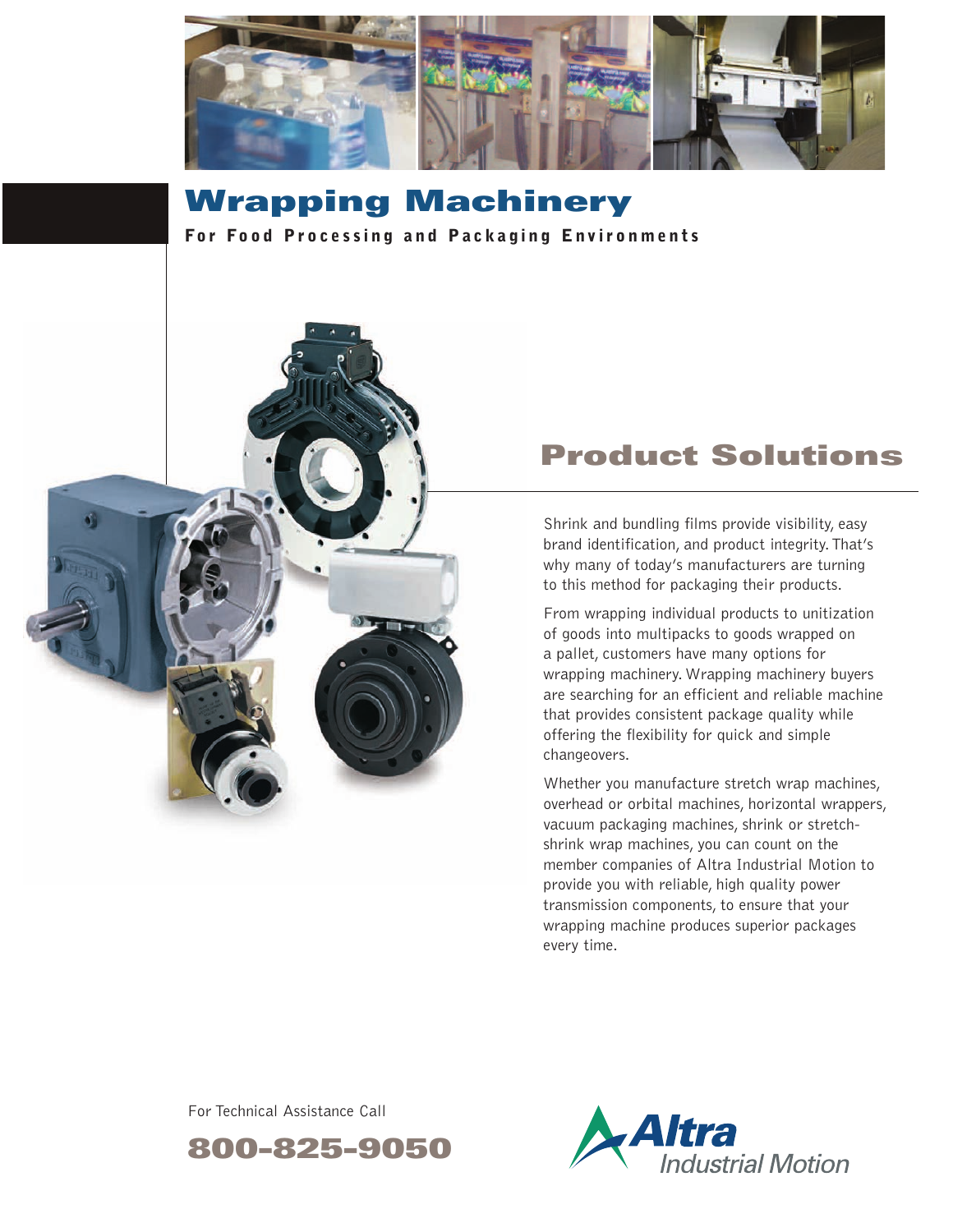# Wrapping Machinery

**For Food Processing and Packaging Environments**

## Product Solutions

Shrink and bundling films provide visibility, easy brand identification, and product integrity. That's why many of today's manufacturers are turning to this method for packaging their products.

From wrapping individual products to unitization of goods into multipacks to goods wrapped on a pallet, customers have many options for wrapping machinery. Wrapping machinery buyers are searching for an efficient and reliable machine that provides consistent package quality while offering the flexibility for quick and simple changeovers.

Whether you manufacture stretch wrap machines, overhead or orbital machines, horizontal wrappers, vacuum packaging machines, shrink or stretch-shrink wrap machines, you can count on the member companies of Altra Industrial Motion to provide you with reliable, high quality power transmission components, to ensure that your wrapping machine produces superior packages every time.

For Technical Assistance Call

**800-825-9050**

Altra Industrial Motion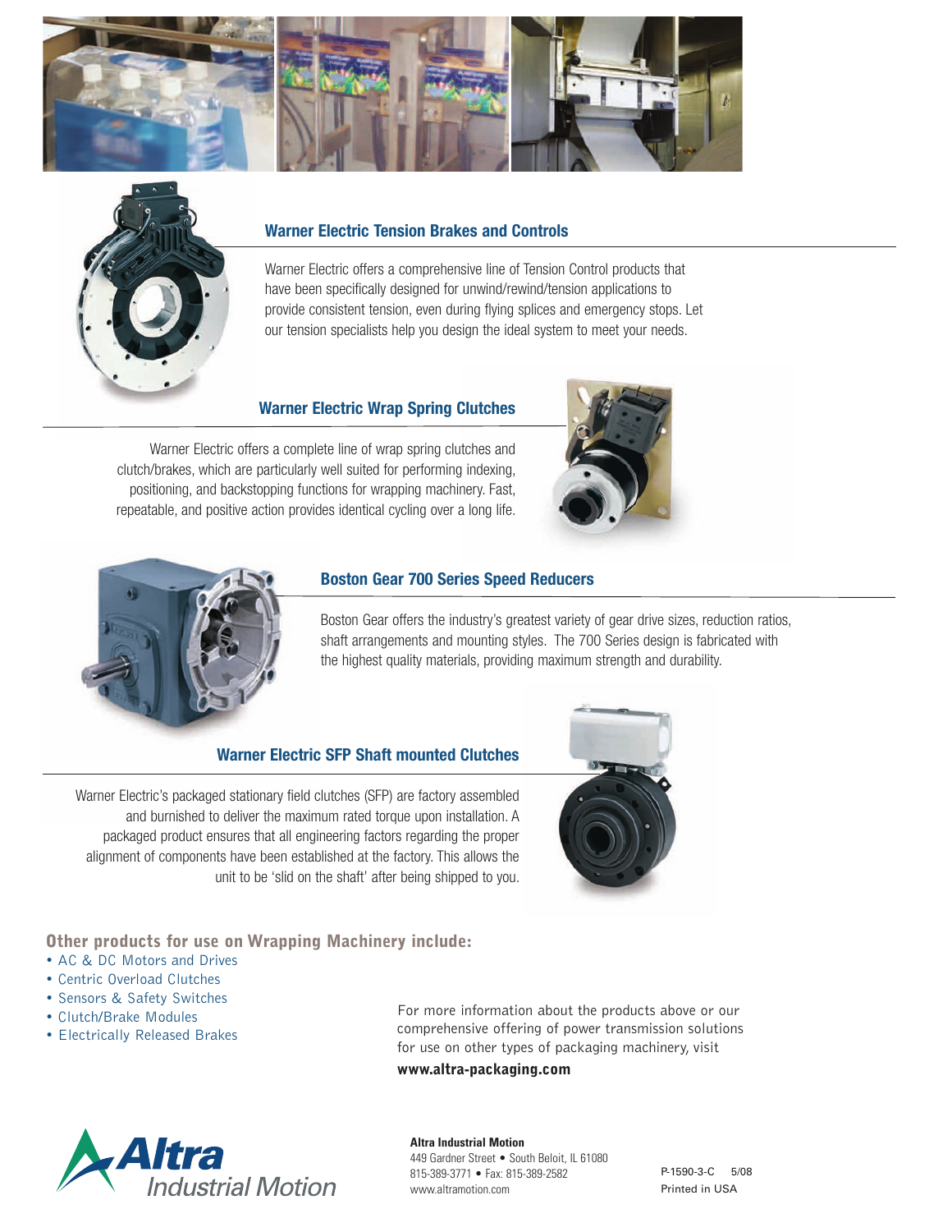## Warner Electric Tension Brakes and Controls

Warner Electric offers a comprehensive line of Tension Control products that have been specifically designed for unwind/rewind/tension applications to provide consistent tension, even during flying splices and emergency stops. Let our tension specialists help you design the ideal system to meet your needs.

## Warner Electric Wrap Spring Clutches

Warner Electric offers a complete line of wrap spring clutches and clutch/brakes, which are particularly well suited for performing indexing, positioning, and backstopping functions for wrapping machinery. Fast, repeatable, and positive action provides identical cycling over a long life.

## Boston Gear 700 Series Speed Reducers

Boston Gear offers the industry's greatest variety of gear drive sizes, reduction ratios, shaft arrangements and mounting styles. The 700 Series design is fabricated with the highest quality materials, providing maximum strength and durability.

## Warner Electric SFP Shaft mounted Clutches

Warner Electric's packaged stationary field clutches (SFP) are factory assembled and burnished to deliver the maximum rated torque upon installation. A packaged product ensures that all engineering factors regarding the proper alignment of components have been established at the factory. This allows the unit to be 'slid on the shaft' after being shipped to you.

### Other products for use on Wrapping Machinery include:

- AC & DC Motors and Drives
- Centric Overload Clutches
- Sensors & Safety Switches
- Clutch/Brake Modules
- Electrically Released Brakes

For more information about the products above or our comprehensive offering of power transmission solutions for use on other types of packaging machinery, visit

**www.altra-packaging.com**

Altra Industrial Motion

**Altra Industrial Motion**
449 Gardner Street • South Beloit, IL 61080
815-389-3771 • Fax: 815-389-2582
www.altramotion.com

P-1590-3-C 5/08
Printed in USA